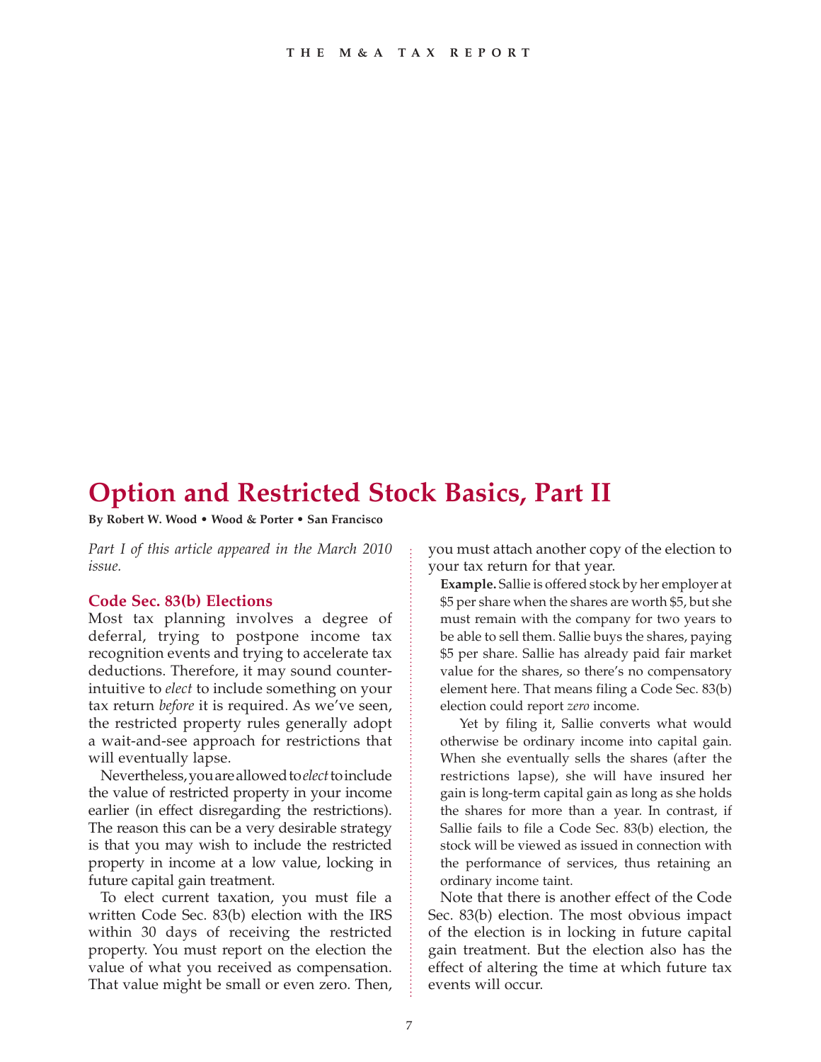# Option and Restricted Stock Basics, Part II

**By Robert W. Wood • Wood & Porter • San Francisco**

*Part I of this article appeared in the March 2010 issue.*

## Code Sec. 83(b) Elections

Most tax planning involves a degree of deferral, trying to postpone income tax recognition events and trying to accelerate tax deductions. Therefore, it may sound counter-intuitive to *elect* to include something on your tax return *before* it is required. As we've seen, the restricted property rules generally adopt a wait-and-see approach for restrictions that will eventually lapse.

Nevertheless, you are allowed to *elect* to include the value of restricted property in your income earlier (in effect disregarding the restrictions). The reason this can be a very desirable strategy is that you may wish to include the restricted property in income at a low value, locking in future capital gain treatment.

To elect current taxation, you must file a written Code Sec. 83(b) election with the IRS within 30 days of receiving the restricted property. You must report on the election the value of what you received as compensation. That value might be small or even zero. Then, you must attach another copy of the election to your tax return for that year.

**Example.** Sallie is offered stock by her employer at $5 per share when the shares are worth $5, but she must remain with the company for two years to be able to sell them. Sallie buys the shares, paying $5 per share. Sallie has already paid fair market value for the shares, so there's no compensatory element here. That means filing a Code Sec. 83(b) election could report *zero* income.

Yet by filing it, Sallie converts what would otherwise be ordinary income into capital gain. When she eventually sells the shares (after the restrictions lapse), she will have insured her gain is long-term capital gain as long as she holds the shares for more than a year. In contrast, if Sallie fails to file a Code Sec. 83(b) election, the stock will be viewed as issued in connection with the performance of services, thus retaining an ordinary income taint.

Note that there is another effect of the Code Sec. 83(b) election. The most obvious impact of the election is in locking in future capital gain treatment. But the election also has the effect of altering the time at which future tax events will occur.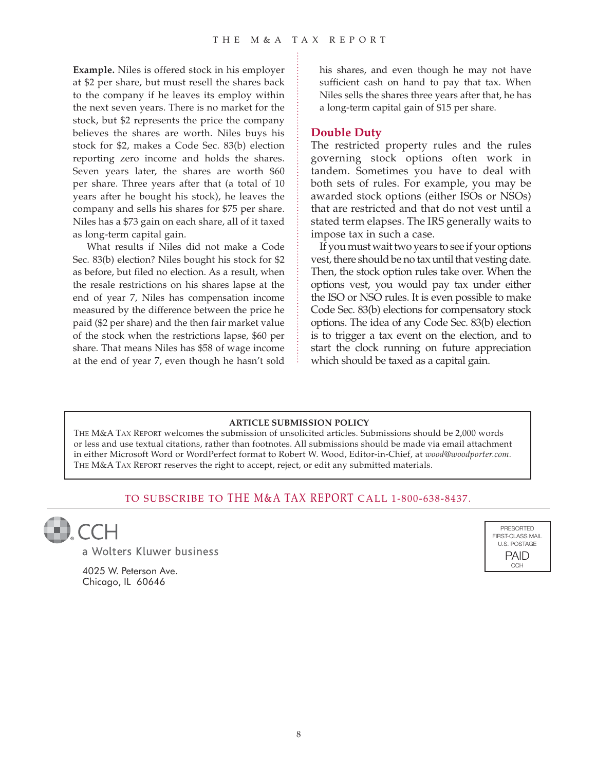**Example.** Niles is offered stock in his employer at $2 per share, but must resell the shares back to the company if he leaves its employ within the next seven years. There is no market for the stock, but $2 represents the price the company believes the shares are worth. Niles buys his stock for $2, makes a Code Sec. 83(b) election reporting zero income and holds the shares. Seven years later, the shares are worth $60 per share. Three years after that (a total of 10 years after he bought his stock), he leaves the company and sells his shares for $75 per share. Niles has a $73 gain on each share, all of it taxed as long-term capital gain.

What results if Niles did not make a Code Sec. 83(b) election? Niles bought his stock for $2 as before, but filed no election. As a result, when the resale restrictions on his shares lapse at the end of year 7, Niles has compensation income measured by the difference between the price he paid ($2 per share) and the then fair market value of the stock when the restrictions lapse, $60 per share. That means Niles has $58 of wage income at the end of year 7, even though he hasn't sold his shares, and even though he may not have sufficient cash on hand to pay that tax. When Niles sells the shares three years after that, he has a long-term capital gain of $15 per share.

## Double Duty

The restricted property rules and the rules governing stock options often work in tandem. Sometimes you have to deal with both sets of rules. For example, you may be awarded stock options (either ISOs or NSOs) that are restricted and that do not vest until a stated term elapses. The IRS generally waits to impose tax in such a case.

If you must wait two years to see if your options vest, there should be no tax until that vesting date. Then, the stock option rules take over. When the options vest, you would pay tax under either the ISO or NSO rules. It is even possible to make Code Sec. 83(b) elections for compensatory stock options. The idea of any Code Sec. 83(b) election is to trigger a tax event on the election, and to start the clock running on future appreciation which should be taxed as a capital gain.

---

**ARTICLE SUBMISSION POLICY**

THE M&A TAX REPORT welcomes the submission of unsolicited articles. Submissions should be 2,000 words or less and use textual citations, rather than footnotes. All submissions should be made via email attachment in either Microsoft Word or WordPerfect format to Robert W. Wood, Editor-in-Chief, at *wood@woodporter.com.* THE M&A TAX REPORT reserves the right to accept, reject, or edit any submitted materials.

---

TO SUBSCRIBE TO THE M&A TAX REPORT CALL 1-800-638-8437.

CCH
a Wolters Kluwer business

4025 W. Peterson Ave.
Chicago, IL 60646

PRESORTED
FIRST-CLASS MAIL
U.S. POSTAGE
PAID
CCH